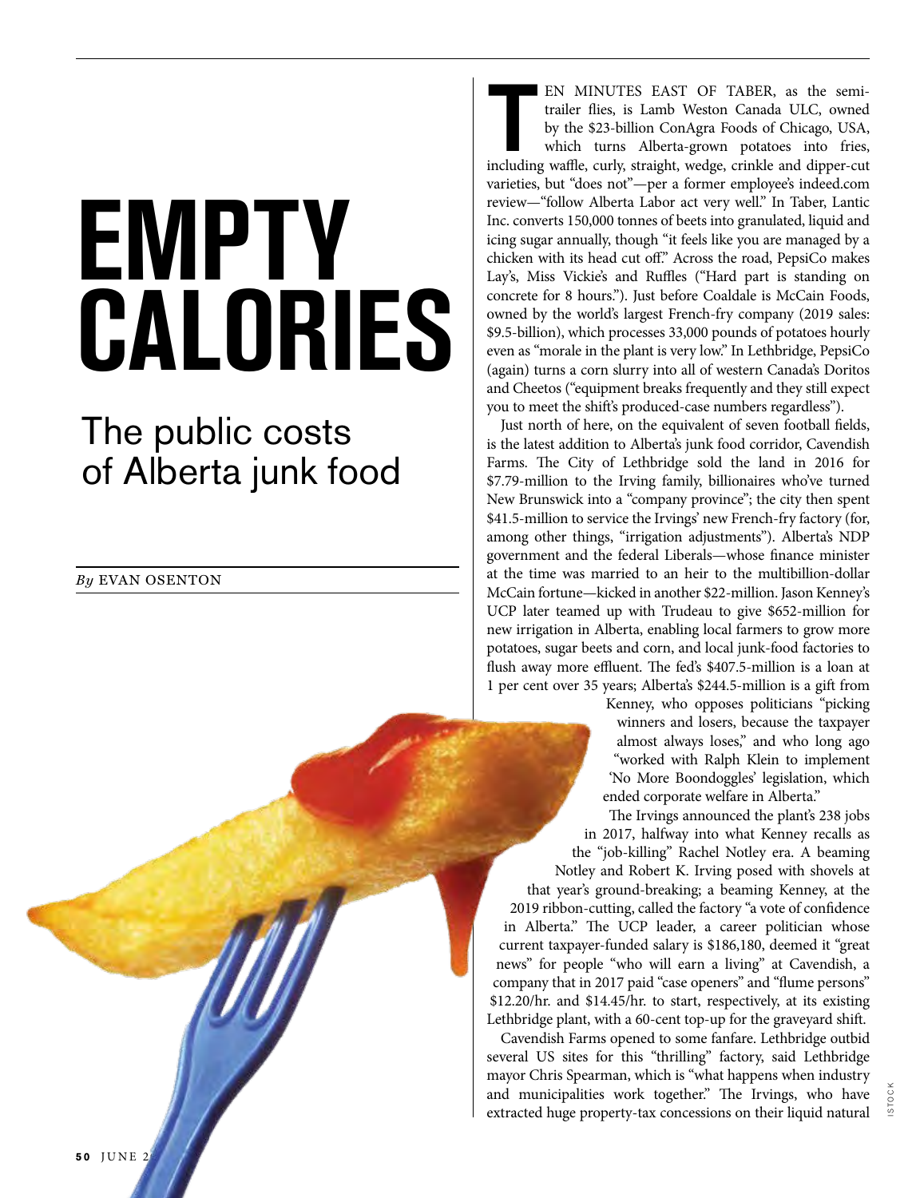# EMPTY CALORIES

## The public costs of Alberta junk food

*By* EVAN OSENTON

TEN MINUTES EAST OF TABER, as the semi-trailer flies, is Lamb Weston Canada ULC, owned by the $23-billion ConAgra Foods of Chicago, USA, which turns Alberta-grown potatoes into fries, including waffle, curly, straight, wedge, crinkle and dipper-cut varieties, but "does not"—per a former employee's indeed.com review—"follow Alberta Labor act very well." In Taber, Lantic Inc. converts 150,000 tonnes of beets into granulated, liquid and icing sugar annually, though "it feels like you are managed by a chicken with its head cut off." Across the road, PepsiCo makes Lay's, Miss Vickie's and Ruffles ("Hard part is standing on concrete for 8 hours."). Just before Coaldale is McCain Foods, owned by the world's largest French-fry company (2019 sales: $9.5-billion), which processes 33,000 pounds of potatoes hourly even as "morale in the plant is very low." In Lethbridge, PepsiCo (again) turns a corn slurry into all of western Canada's Doritos and Cheetos ("equipment breaks frequently and they still expect you to meet the shift's produced-case numbers regardless").

Just north of here, on the equivalent of seven football fields, is the latest addition to Alberta's junk food corridor, Cavendish Farms. The City of Lethbridge sold the land in 2016 for $7.79-million to the Irving family, billionaires who've turned New Brunswick into a "company province"; the city then spent $41.5-million to service the Irvings' new French-fry factory (for, among other things, "irrigation adjustments"). Alberta's NDP government and the federal Liberals—whose finance minister at the time was married to an heir to the multibillion-dollar McCain fortune—kicked in another $22-million. Jason Kenney's UCP later teamed up with Trudeau to give $652-million for new irrigation in Alberta, enabling local farmers to grow more potatoes, sugar beets and corn, and local junk-food factories to flush away more effluent. The fed's $407.5-million is a loan at 1 per cent over 35 years; Alberta's $244.5-million is a gift from Kenney, who opposes politicians "picking winners and losers, because the taxpayer almost always loses," and who long ago "worked with Ralph Klein to implement 'No More Boondoggles' legislation, which ended corporate welfare in Alberta."

The Irvings announced the plant's 238 jobs in 2017, halfway into what Kenney recalls as the "job-killing" Rachel Notley era. A beaming Notley and Robert K. Irving posed with shovels at that year's ground-breaking; a beaming Kenney, at the 2019 ribbon-cutting, called the factory "a vote of confidence in Alberta." The UCP leader, a career politician whose current taxpayer-funded salary is $186,180, deemed it "great news" for people "who will earn a living" at Cavendish, a company that in 2017 paid "case openers" and "flume persons" $12.20/hr. and $14.45/hr. to start, respectively, at its existing Lethbridge plant, with a 60-cent top-up for the graveyard shift.

Cavendish Farms opened to some fanfare. Lethbridge outbid several US sites for this "thrilling" factory, said Lethbridge mayor Chris Spearman, which is "what happens when industry and municipalities work together." The Irvings, who have extracted huge property-tax concessions on their liquid natural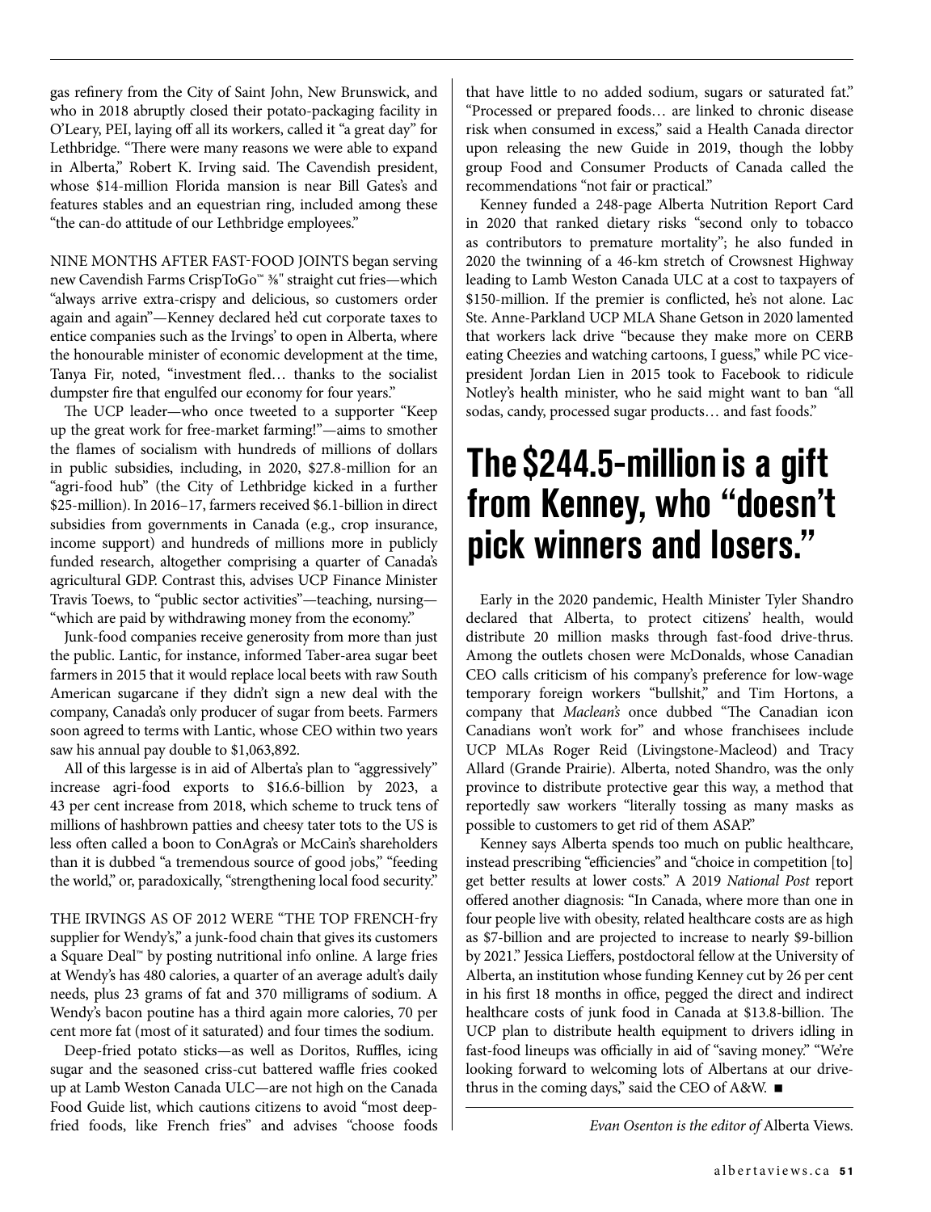gas refinery from the City of Saint John, New Brunswick, and who in 2018 abruptly closed their potato-packaging facility in O'Leary, PEI, laying off all its workers, called it "a great day" for Lethbridge. "There were many reasons we were able to expand in Alberta," Robert K. Irving said. The Cavendish president, whose $14-million Florida mansion is near Bill Gates's and features stables and an equestrian ring, included among these "the can-do attitude of our Lethbridge employees."

NINE MONTHS AFTER FAST-FOOD JOINTS began serving new Cavendish Farms CrispToGo™ ⅜" straight cut fries—which "always arrive extra-crispy and delicious, so customers order again and again"—Kenney declared he'd cut corporate taxes to entice companies such as the Irvings' to open in Alberta, where the honourable minister of economic development at the time, Tanya Fir, noted, "investment fled… thanks to the socialist dumpster fire that engulfed our economy for four years."

The UCP leader—who once tweeted to a supporter "Keep up the great work for free-market farming!"—aims to smother the flames of socialism with hundreds of millions of dollars in public subsidies, including, in 2020, $27.8-million for an "agri-food hub" (the City of Lethbridge kicked in a further $25-million). In 2016–17, farmers received $6.1-billion in direct subsidies from governments in Canada (e.g., crop insurance, income support) and hundreds of millions more in publicly funded research, altogether comprising a quarter of Canada's agricultural GDP. Contrast this, advises UCP Finance Minister Travis Toews, to "public sector activities"—teaching, nursing—"which are paid by withdrawing money from the economy."

Junk-food companies receive generosity from more than just the public. Lantic, for instance, informed Taber-area sugar beet farmers in 2015 that it would replace local beets with raw South American sugarcane if they didn't sign a new deal with the company, Canada's only producer of sugar from beets. Farmers soon agreed to terms with Lantic, whose CEO within two years saw his annual pay double to $1,063,892.

All of this largesse is in aid of Alberta's plan to "aggressively" increase agri-food exports to $16.6-billion by 2023, a 43 per cent increase from 2018, which scheme to truck tens of millions of hashbrown patties and cheesy tater tots to the US is less often called a boon to ConAgra's or McCain's shareholders than it is dubbed "a tremendous source of good jobs," "feeding the world," or, paradoxically, "strengthening local food security."

THE IRVINGS AS OF 2012 WERE "THE TOP FRENCH-fry supplier for Wendy's," a junk-food chain that gives its customers a Square Deal™ by posting nutritional info online. A large fries at Wendy's has 480 calories, a quarter of an average adult's daily needs, plus 23 grams of fat and 370 milligrams of sodium. A Wendy's bacon poutine has a third again more calories, 70 per cent more fat (most of it saturated) and four times the sodium.

Deep-fried potato sticks—as well as Doritos, Ruffles, icing sugar and the seasoned criss-cut battered waffle fries cooked up at Lamb Weston Canada ULC—are not high on the Canada Food Guide list, which cautions citizens to avoid "most deep-fried foods, like French fries" and advises "choose foods that have little to no added sodium, sugars or saturated fat." "Processed or prepared foods… are linked to chronic disease risk when consumed in excess," said a Health Canada director upon releasing the new Guide in 2019, though the lobby group Food and Consumer Products of Canada called the recommendations "not fair or practical."

Kenney funded a 248-page Alberta Nutrition Report Card in 2020 that ranked dietary risks "second only to tobacco as contributors to premature mortality"; he also funded in 2020 the twinning of a 46-km stretch of Crowsnest Highway leading to Lamb Weston Canada ULC at a cost to taxpayers of $150-million. If the premier is conflicted, he's not alone. Lac Ste. Anne-Parkland UCP MLA Shane Getson in 2020 lamented that workers lack drive "because they make more on CERB eating Cheezies and watching cartoons, I guess," while PC vice-president Jordan Lien in 2015 took to Facebook to ridicule Notley's health minister, who he said might want to ban "all sodas, candy, processed sugar products… and fast foods."

## The $244.5-million is a gift from Kenney, who "doesn't pick winners and losers."

Early in the 2020 pandemic, Health Minister Tyler Shandro declared that Alberta, to protect citizens' health, would distribute 20 million masks through fast-food drive-thrus. Among the outlets chosen were McDonalds, whose Canadian CEO calls criticism of his company's preference for low-wage temporary foreign workers "bullshit," and Tim Hortons, a company that *Maclean's* once dubbed "The Canadian icon Canadians won't work for" and whose franchisees include UCP MLAs Roger Reid (Livingstone-Macleod) and Tracy Allard (Grande Prairie). Alberta, noted Shandro, was the only province to distribute protective gear this way, a method that reportedly saw workers "literally tossing as many masks as possible to customers to get rid of them ASAP."

Kenney says Alberta spends too much on public healthcare, instead prescribing "efficiencies" and "choice in competition [to] get better results at lower costs." A 2019 *National Post* report offered another diagnosis: "In Canada, where more than one in four people live with obesity, related healthcare costs are as high as $7-billion and are projected to increase to nearly $9-billion by 2021." Jessica Lieffers, postdoctoral fellow at the University of Alberta, an institution whose funding Kenney cut by 26 per cent in his first 18 months in office, pegged the direct and indirect healthcare costs of junk food in Canada at $13.8-billion. The UCP plan to distribute health equipment to drivers idling in fast-food lineups was officially in aid of "saving money." "We're looking forward to welcoming lots of Albertans at our drive-thrus in the coming days," said the CEO of A&W. ■

*Evan Osenton is the editor of* Alberta Views.